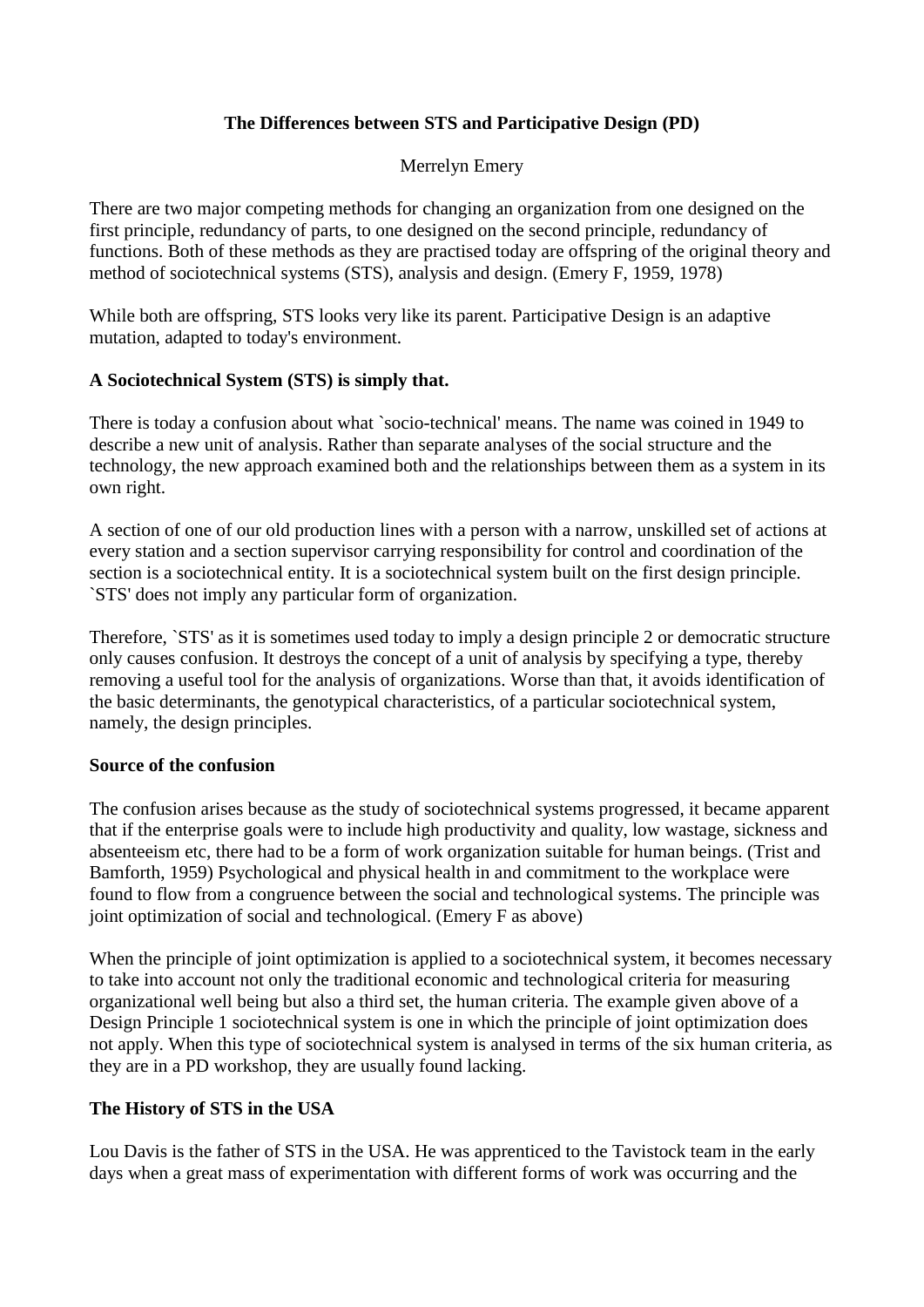# The Differences between STS and Participative Design (PD)

Merrelyn Emery

There are two major competing methods for changing an organization from one designed on the first principle, redundancy of parts, to one designed on the second principle, redundancy of functions. Both of these methods as they are practised today are offspring of the original theory and method of sociotechnical systems (STS), analysis and design. (Emery F, 1959, 1978)

While both are offspring, STS looks very like its parent. Participative Design is an adaptive mutation, adapted to today's environment.

## A Sociotechnical System (STS) is simply that.

There is today a confusion about what `socio-technical' means. The name was coined in 1949 to describe a new unit of analysis. Rather than separate analyses of the social structure and the technology, the new approach examined both and the relationships between them as a system in its own right.

A section of one of our old production lines with a person with a narrow, unskilled set of actions at every station and a section supervisor carrying responsibility for control and coordination of the section is a sociotechnical entity. It is a sociotechnical system built on the first design principle. `STS' does not imply any particular form of organization.

Therefore, `STS' as it is sometimes used today to imply a design principle 2 or democratic structure only causes confusion. It destroys the concept of a unit of analysis by specifying a type, thereby removing a useful tool for the analysis of organizations. Worse than that, it avoids identification of the basic determinants, the genotypical characteristics, of a particular sociotechnical system, namely, the design principles.

## Source of the confusion

The confusion arises because as the study of sociotechnical systems progressed, it became apparent that if the enterprise goals were to include high productivity and quality, low wastage, sickness and absenteeism etc, there had to be a form of work organization suitable for human beings. (Trist and Bamforth, 1959) Psychological and physical health in and commitment to the workplace were found to flow from a congruence between the social and technological systems. The principle was joint optimization of social and technological. (Emery F as above)

When the principle of joint optimization is applied to a sociotechnical system, it becomes necessary to take into account not only the traditional economic and technological criteria for measuring organizational well being but also a third set, the human criteria. The example given above of a Design Principle 1 sociotechnical system is one in which the principle of joint optimization does not apply. When this type of sociotechnical system is analysed in terms of the six human criteria, as they are in a PD workshop, they are usually found lacking.

## The History of STS in the USA

Lou Davis is the father of STS in the USA. He was apprenticed to the Tavistock team in the early days when a great mass of experimentation with different forms of work was occurring and the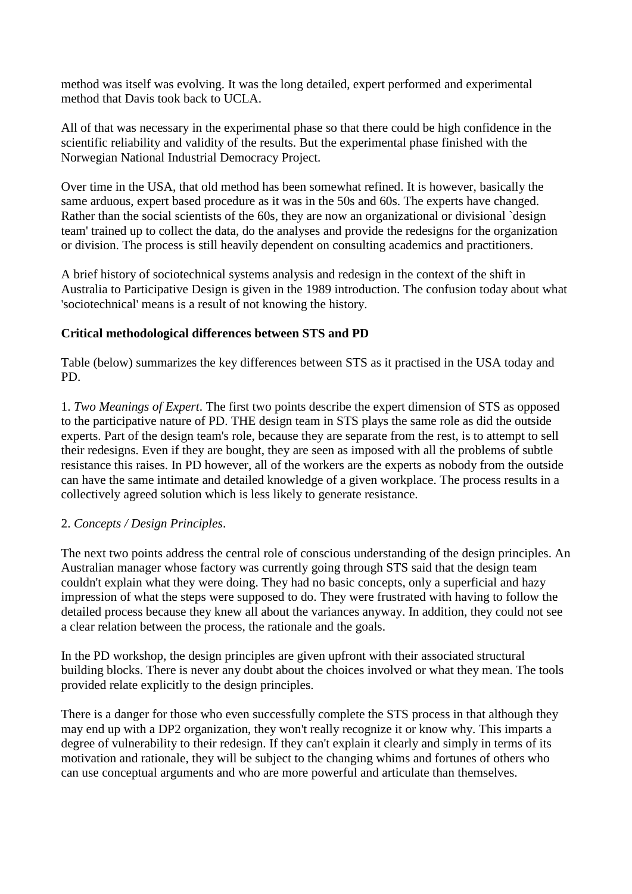method was itself was evolving. It was the long detailed, expert performed and experimental method that Davis took back to UCLA.

All of that was necessary in the experimental phase so that there could be high confidence in the scientific reliability and validity of the results. But the experimental phase finished with the Norwegian National Industrial Democracy Project.

Over time in the USA, that old method has been somewhat refined. It is however, basically the same arduous, expert based procedure as it was in the 50s and 60s. The experts have changed. Rather than the social scientists of the 60s, they are now an organizational or divisional `design team' trained up to collect the data, do the analyses and provide the redesigns for the organization or division. The process is still heavily dependent on consulting academics and practitioners.

A brief history of sociotechnical systems analysis and redesign in the context of the shift in Australia to Participative Design is given in the 1989 introduction. The confusion today about what 'sociotechnical' means is a result of not knowing the history.

**Critical methodological differences between STS and PD**

Table (below) summarizes the key differences between STS as it practised in the USA today and PD.

1. *Two Meanings of Expert*. The first two points describe the expert dimension of STS as opposed to the participative nature of PD. THE design team in STS plays the same role as did the outside experts. Part of the design team's role, because they are separate from the rest, is to attempt to sell their redesigns. Even if they are bought, they are seen as imposed with all the problems of subtle resistance this raises. In PD however, all of the workers are the experts as nobody from the outside can have the same intimate and detailed knowledge of a given workplace. The process results in a collectively agreed solution which is less likely to generate resistance.

2. *Concepts / Design Principles*.

The next two points address the central role of conscious understanding of the design principles. An Australian manager whose factory was currently going through STS said that the design team couldn't explain what they were doing. They had no basic concepts, only a superficial and hazy impression of what the steps were supposed to do. They were frustrated with having to follow the detailed process because they knew all about the variances anyway. In addition, they could not see a clear relation between the process, the rationale and the goals.

In the PD workshop, the design principles are given upfront with their associated structural building blocks. There is never any doubt about the choices involved or what they mean. The tools provided relate explicitly to the design principles.

There is a danger for those who even successfully complete the STS process in that although they may end up with a DP2 organization, they won't really recognize it or know why. This imparts a degree of vulnerability to their redesign. If they can't explain it clearly and simply in terms of its motivation and rationale, they will be subject to the changing whims and fortunes of others who can use conceptual arguments and who are more powerful and articulate than themselves.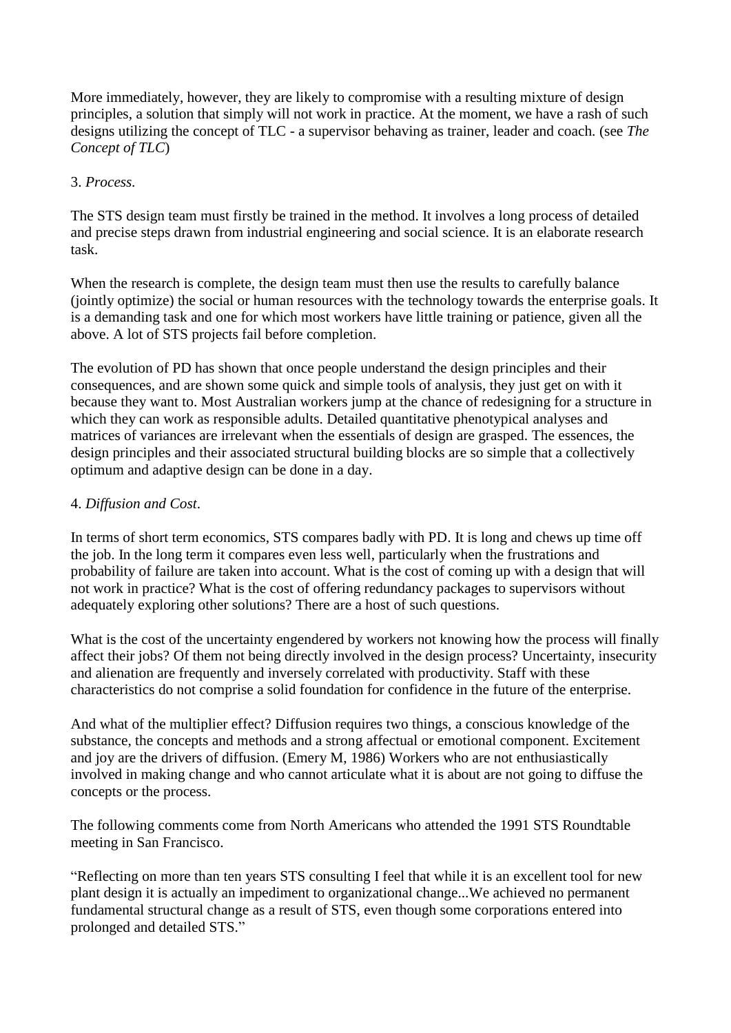More immediately, however, they are likely to compromise with a resulting mixture of design principles, a solution that simply will not work in practice. At the moment, we have a rash of such designs utilizing the concept of TLC - a supervisor behaving as trainer, leader and coach. (see *The Concept of TLC*)

3. *Process*.

The STS design team must firstly be trained in the method. It involves a long process of detailed and precise steps drawn from industrial engineering and social science. It is an elaborate research task.

When the research is complete, the design team must then use the results to carefully balance (jointly optimize) the social or human resources with the technology towards the enterprise goals. It is a demanding task and one for which most workers have little training or patience, given all the above. A lot of STS projects fail before completion.

The evolution of PD has shown that once people understand the design principles and their consequences, and are shown some quick and simple tools of analysis, they just get on with it because they want to. Most Australian workers jump at the chance of redesigning for a structure in which they can work as responsible adults. Detailed quantitative phenotypical analyses and matrices of variances are irrelevant when the essentials of design are grasped. The essences, the design principles and their associated structural building blocks are so simple that a collectively optimum and adaptive design can be done in a day.

4. *Diffusion and Cost*.

In terms of short term economics, STS compares badly with PD. It is long and chews up time off the job. In the long term it compares even less well, particularly when the frustrations and probability of failure are taken into account. What is the cost of coming up with a design that will not work in practice? What is the cost of offering redundancy packages to supervisors without adequately exploring other solutions? There are a host of such questions.

What is the cost of the uncertainty engendered by workers not knowing how the process will finally affect their jobs? Of them not being directly involved in the design process? Uncertainty, insecurity and alienation are frequently and inversely correlated with productivity. Staff with these characteristics do not comprise a solid foundation for confidence in the future of the enterprise.

And what of the multiplier effect? Diffusion requires two things, a conscious knowledge of the substance, the concepts and methods and a strong affectual or emotional component. Excitement and joy are the drivers of diffusion. (Emery M, 1986) Workers who are not enthusiastically involved in making change and who cannot articulate what it is about are not going to diffuse the concepts or the process.

The following comments come from North Americans who attended the 1991 STS Roundtable meeting in San Francisco.

"Reflecting on more than ten years STS consulting I feel that while it is an excellent tool for new plant design it is actually an impediment to organizational change...We achieved no permanent fundamental structural change as a result of STS, even though some corporations entered into prolonged and detailed STS."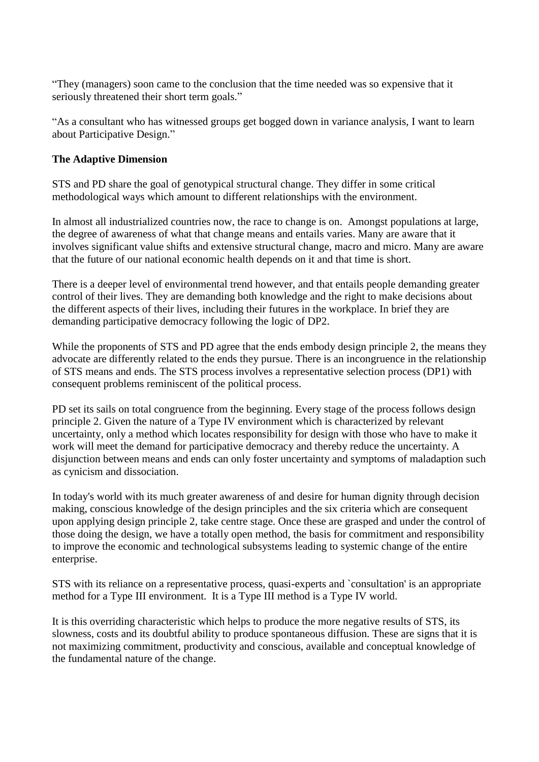"They (managers) soon came to the conclusion that the time needed was so expensive that it seriously threatened their short term goals."

"As a consultant who has witnessed groups get bogged down in variance analysis, I want to learn about Participative Design."

**The Adaptive Dimension**

STS and PD share the goal of genotypical structural change. They differ in some critical methodological ways which amount to different relationships with the environment.

In almost all industrialized countries now, the race to change is on. Amongst populations at large, the degree of awareness of what that change means and entails varies. Many are aware that it involves significant value shifts and extensive structural change, macro and micro. Many are aware that the future of our national economic health depends on it and that time is short.

There is a deeper level of environmental trend however, and that entails people demanding greater control of their lives. They are demanding both knowledge and the right to make decisions about the different aspects of their lives, including their futures in the workplace. In brief they are demanding participative democracy following the logic of DP2.

While the proponents of STS and PD agree that the ends embody design principle 2, the means they advocate are differently related to the ends they pursue. There is an incongruence in the relationship of STS means and ends. The STS process involves a representative selection process (DP1) with consequent problems reminiscent of the political process.

PD set its sails on total congruence from the beginning. Every stage of the process follows design principle 2. Given the nature of a Type IV environment which is characterized by relevant uncertainty, only a method which locates responsibility for design with those who have to make it work will meet the demand for participative democracy and thereby reduce the uncertainty. A disjunction between means and ends can only foster uncertainty and symptoms of maladaption such as cynicism and dissociation.

In today's world with its much greater awareness of and desire for human dignity through decision making, conscious knowledge of the design principles and the six criteria which are consequent upon applying design principle 2, take centre stage. Once these are grasped and under the control of those doing the design, we have a totally open method, the basis for commitment and responsibility to improve the economic and technological subsystems leading to systemic change of the entire enterprise.

STS with its reliance on a representative process, quasi-experts and `consultation' is an appropriate method for a Type III environment. It is a Type III method is a Type IV world.

It is this overriding characteristic which helps to produce the more negative results of STS, its slowness, costs and its doubtful ability to produce spontaneous diffusion. These are signs that it is not maximizing commitment, productivity and conscious, available and conceptual knowledge of the fundamental nature of the change.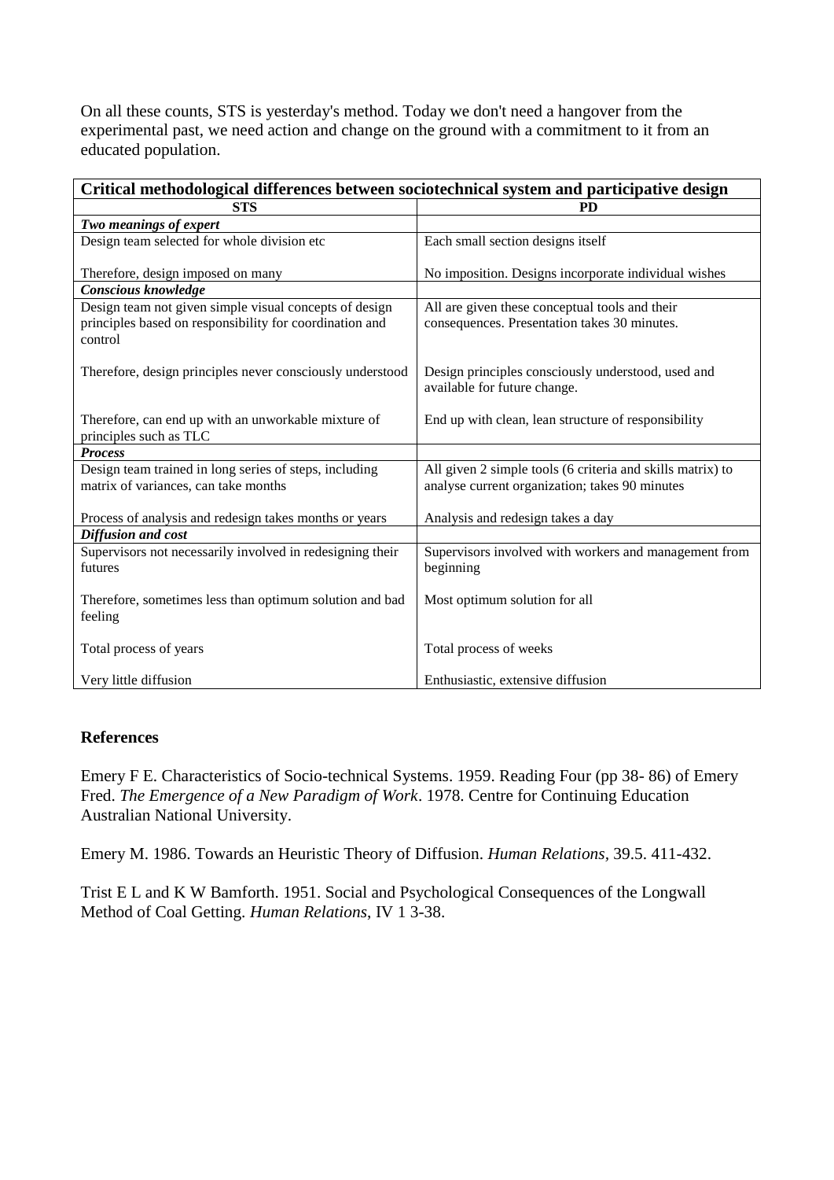On all these counts, STS is yesterday's method. Today we don't need a hangover from the experimental past, we need action and change on the ground with a commitment to it from an educated population.

| Critical methodological differences between sociotechnical system and participative design | |
|---|---|
| **STS** | **PD** |
| ***Two meanings of expert*** | |
| Design team selected for whole division etc | Each small section designs itself |
| Therefore, design imposed on many | No imposition. Designs incorporate individual wishes |
| ***Conscious knowledge*** | |
| Design team not given simple visual concepts of design principles based on responsibility for coordination and control | All are given these conceptual tools and their consequences. Presentation takes 30 minutes. |
| Therefore, design principles never consciously understood | Design principles consciously understood, used and available for future change. |
| Therefore, can end up with an unworkable mixture of principles such as TLC | End up with clean, lean structure of responsibility |
| ***Process*** | |
| Design team trained in long series of steps, including matrix of variances, can take months | All given 2 simple tools (6 criteria and skills matrix) to analyse current organization; takes 90 minutes |
| Process of analysis and redesign takes months or years | Analysis and redesign takes a day |
| ***Diffusion and cost*** | |
| Supervisors not necessarily involved in redesigning their futures | Supervisors involved with workers and management from beginning |
| Therefore, sometimes less than optimum solution and bad feeling | Most optimum solution for all |
| Total process of years | Total process of weeks |
| Very little diffusion | Enthusiastic, extensive diffusion |

## References

Emery F E. Characteristics of Socio-technical Systems. 1959. Reading Four (pp 38- 86) of Emery Fred. *The Emergence of a New Paradigm of Work*. 1978. Centre for Continuing Education Australian National University.

Emery M. 1986. Towards an Heuristic Theory of Diffusion. *Human Relations*, 39.5. 411-432.

Trist E L and K W Bamforth. 1951. Social and Psychological Consequences of the Longwall Method of Coal Getting. *Human Relations*, IV 1 3-38.